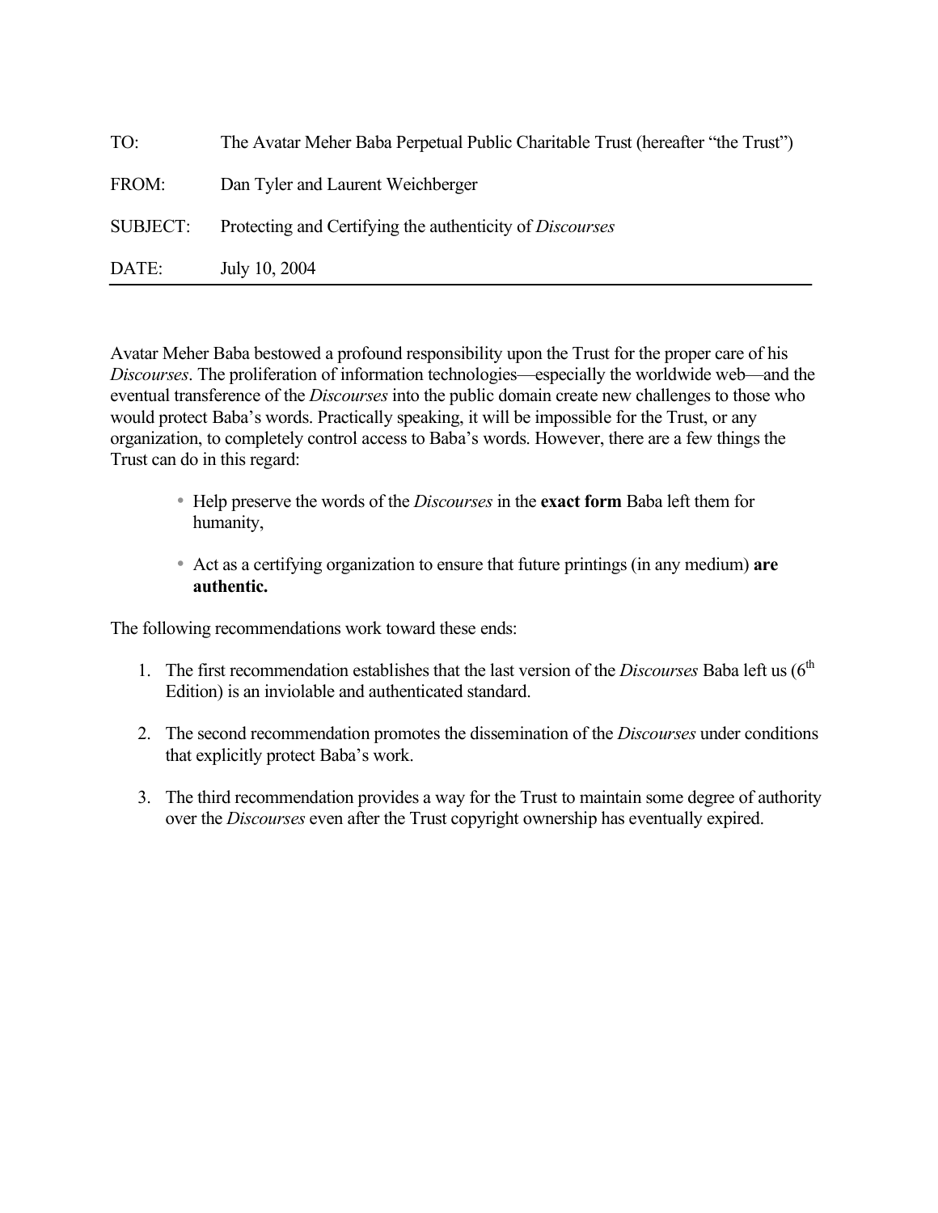| | |
|---|---|
| TO: | The Avatar Meher Baba Perpetual Public Charitable Trust (hereafter "the Trust") |
| FROM: | Dan Tyler and Laurent Weichberger |
| SUBJECT: | Protecting and Certifying the authenticity of *Discourses* |
| DATE: | July 10, 2004 |

---

Avatar Meher Baba bestowed a profound responsibility upon the Trust for the proper care of his *Discourses*. The proliferation of information technologies—especially the worldwide web—and the eventual transference of the *Discourses* into the public domain create new challenges to those who would protect Baba's words. Practically speaking, it will be impossible for the Trust, or any organization, to completely control access to Baba's words. However, there are a few things the Trust can do in this regard:

- Help preserve the words of the *Discourses* in the **exact form** Baba left them for humanity,
- Act as a certifying organization to ensure that future printings (in any medium) **are authentic.**

The following recommendations work toward these ends:

1. The first recommendation establishes that the last version of the *Discourses* Baba left us (6th Edition) is an inviolable and authenticated standard.
2. The second recommendation promotes the dissemination of the *Discourses* under conditions that explicitly protect Baba's work.
3. The third recommendation provides a way for the Trust to maintain some degree of authority over the *Discourses* even after the Trust copyright ownership has eventually expired.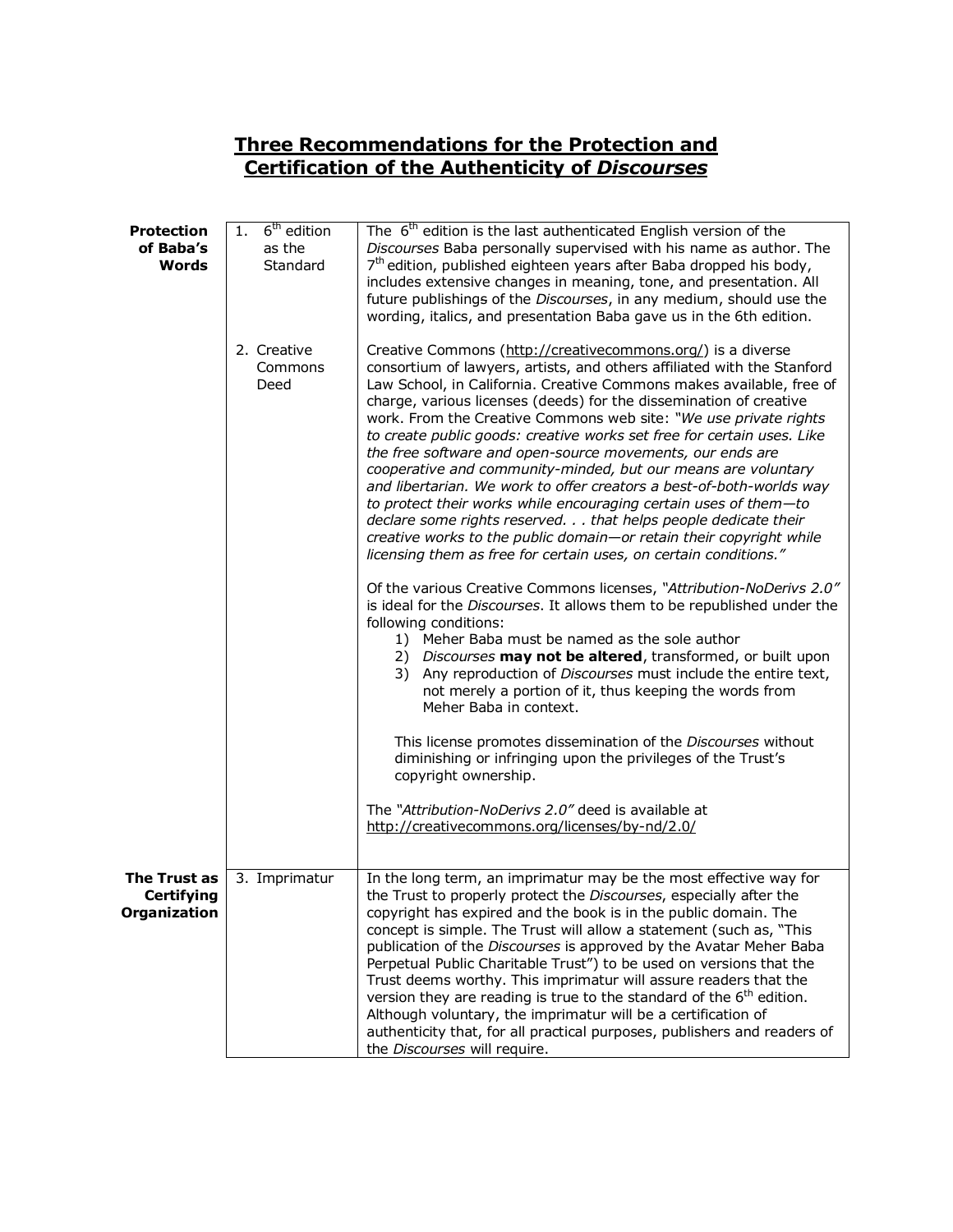# Three Recommendations for the Protection and Certification of the Authenticity of *Discourses*

| | | |
|---|---|---|
| **Protection of Baba's Words** | 1. 6th edition as the Standard | The 6th edition is the last authenticated English version of the *Discourses* Baba personally supervised with his name as author. The 7th edition, published eighteen years after Baba dropped his body, includes extensive changes in meaning, tone, and presentation. All future publishings of the *Discourses*, in any medium, should use the wording, italics, and presentation Baba gave us in the 6th edition. |
| | 2. Creative Commons Deed | Creative Commons (http://creativecommons.org/) is a diverse consortium of lawyers, artists, and others affiliated with the Stanford Law School, in California. Creative Commons makes available, free of charge, various licenses (deeds) for the dissemination of creative work. From the Creative Commons web site: *"We use private rights to create public goods: creative works set free for certain uses. Like the free software and open-source movements, our ends are cooperative and community-minded, but our means are voluntary and libertarian. We work to offer creators a best-of-both-worlds way to protect their works while encouraging certain uses of them—to declare some rights reserved. . . that helps people dedicate their creative works to the public domain—or retain their copyright while licensing them as free for certain uses, on certain conditions."*<br><br>Of the various Creative Commons licenses, *"Attribution-NoDerivs 2.0"* is ideal for the *Discourses*. It allows them to be republished under the following conditions:<br>1) Meher Baba must be named as the sole author<br>2) *Discourses* **may not be altered**, transformed, or built upon<br>3) Any reproduction of *Discourses* must include the entire text, not merely a portion of it, thus keeping the words from Meher Baba in context.<br><br>This license promotes dissemination of the *Discourses* without diminishing or infringing upon the privileges of the Trust's copyright ownership.<br><br>The *"Attribution-NoDerivs 2.0"* deed is available at http://creativecommons.org/licenses/by-nd/2.0/ |
| **The Trust as Certifying Organization** | 3. Imprimatur | In the long term, an imprimatur may be the most effective way for the Trust to properly protect the *Discourses*, especially after the copyright has expired and the book is in the public domain. The concept is simple. The Trust will allow a statement (such as, "This publication of the *Discourses* is approved by the Avatar Meher Baba Perpetual Public Charitable Trust") to be used on versions that the Trust deems worthy. This imprimatur will assure readers that the version they are reading is true to the standard of the 6th edition. Although voluntary, the imprimatur will be a certification of authenticity that, for all practical purposes, publishers and readers of the *Discourses* will require. |